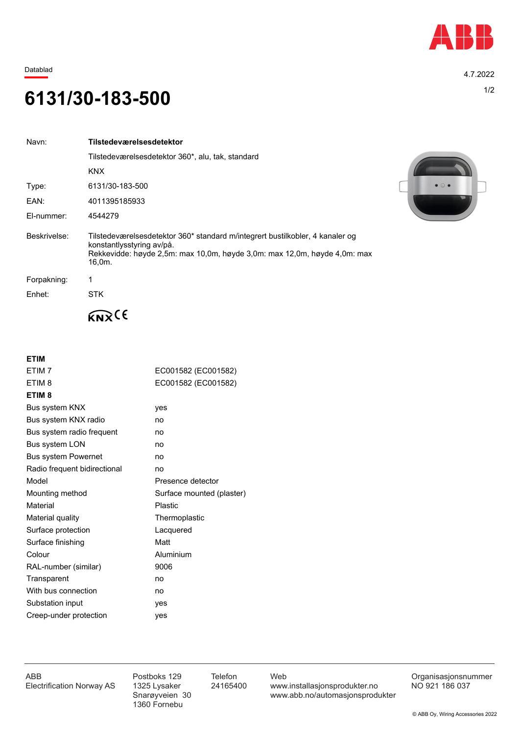Datablad

4.7.2022

# 6131/30-183-500

| | |
|---|---|
| Navn: | **Tilstedeværelsesdetektor** |
| | Tilstedeværelsesdetektor 360*, alu, tak, standard |
| | KNX |
| Type: | 6131/30-183-500 |
| EAN: | 4011395185933 |
| El-nummer: | 4544279 |
| Beskrivelse: | Tilstedeværelsesdetektor 360* standard m/integrert bustilkobler, 4 kanaler og konstantlysstyring av/på. Rekkevidde: høyde 2,5m: max 10,0m, høyde 3,0m: max 12,0m, høyde 4,0m: max 16,0m. |
| Forpakning: | 1 |
| Enhet: | STK |

KNX CE

## ETIM

| | |
|---|---|
| ETIM 7 | EC001582 (EC001582) |
| ETIM 8 | EC001582 (EC001582) |

**ETIM 8**

| | |
|---|---|
| Bus system KNX | yes |
| Bus system KNX radio | no |
| Bus system radio frequent | no |
| Bus system LON | no |
| Bus system Powernet | no |
| Radio frequent bidirectional | no |
| Model | Presence detector |
| Mounting method | Surface mounted (plaster) |
| Material | Plastic |
| Material quality | Thermoplastic |
| Surface protection | Lacquered |
| Surface finishing | Matt |
| Colour | Aluminium |
| RAL-number (similar) | 9006 |
| Transparent | no |
| With bus connection | no |
| Substation input | yes |
| Creep-under protection | yes |

ABB
Electrification Norway AS

Postboks 129
1325 Lysaker
Snarøyveien 30
1360 Fornebu

Telefon
24165400

Web
www.installasjonsprodukter.no
www.abb.no/automasjonsprodukter

Organisasjonsnummer
NO 921 186 037

© ABB Oy, Wiring Accessories 2022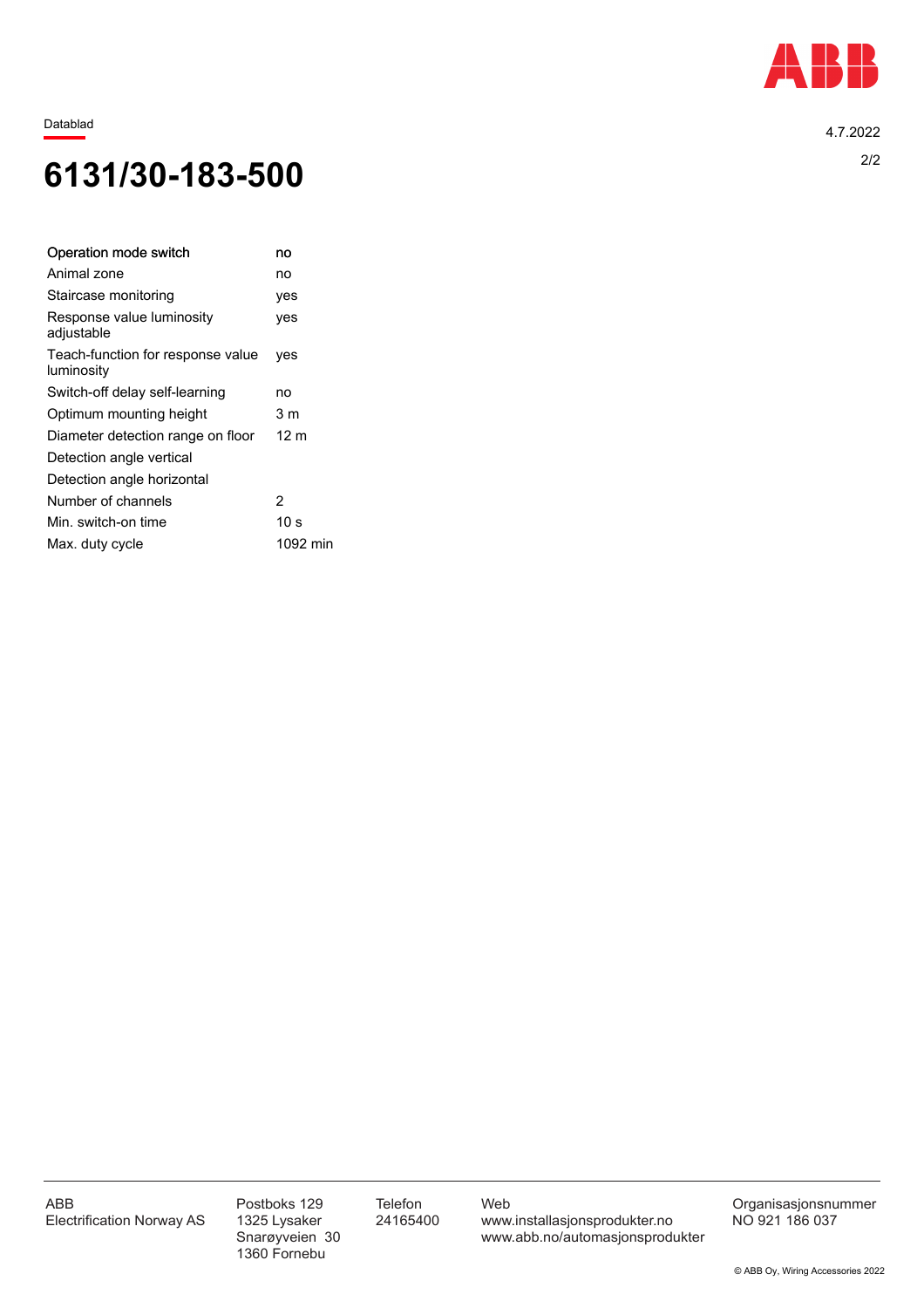Datablad

# 6131/30-183-500

| | |
|---|---|
| Operation mode switch | no |
| Animal zone | no |
| Staircase monitoring | yes |
| Response value luminosity adjustable | yes |
| Teach-function for response value luminosity | yes |
| Switch-off delay self-learning | no |
| Optimum mounting height | 3 m |
| Diameter detection range on floor | 12 m |
| Detection angle vertical | |
| Detection angle horizontal | |
| Number of channels | 2 |
| Min. switch-on time | 10 s |
| Max. duty cycle | 1092 min |

ABB
Electrification Norway AS

Postboks 129
1325 Lysaker
Snarøyveien 30
1360 Fornebu

Telefon
24165400

Web
www.installasjonsprodukter.no
www.abb.no/automasjonsprodukter

Organisasjonsnummer
NO 921 186 037

© ABB Oy, Wiring Accessories 2022